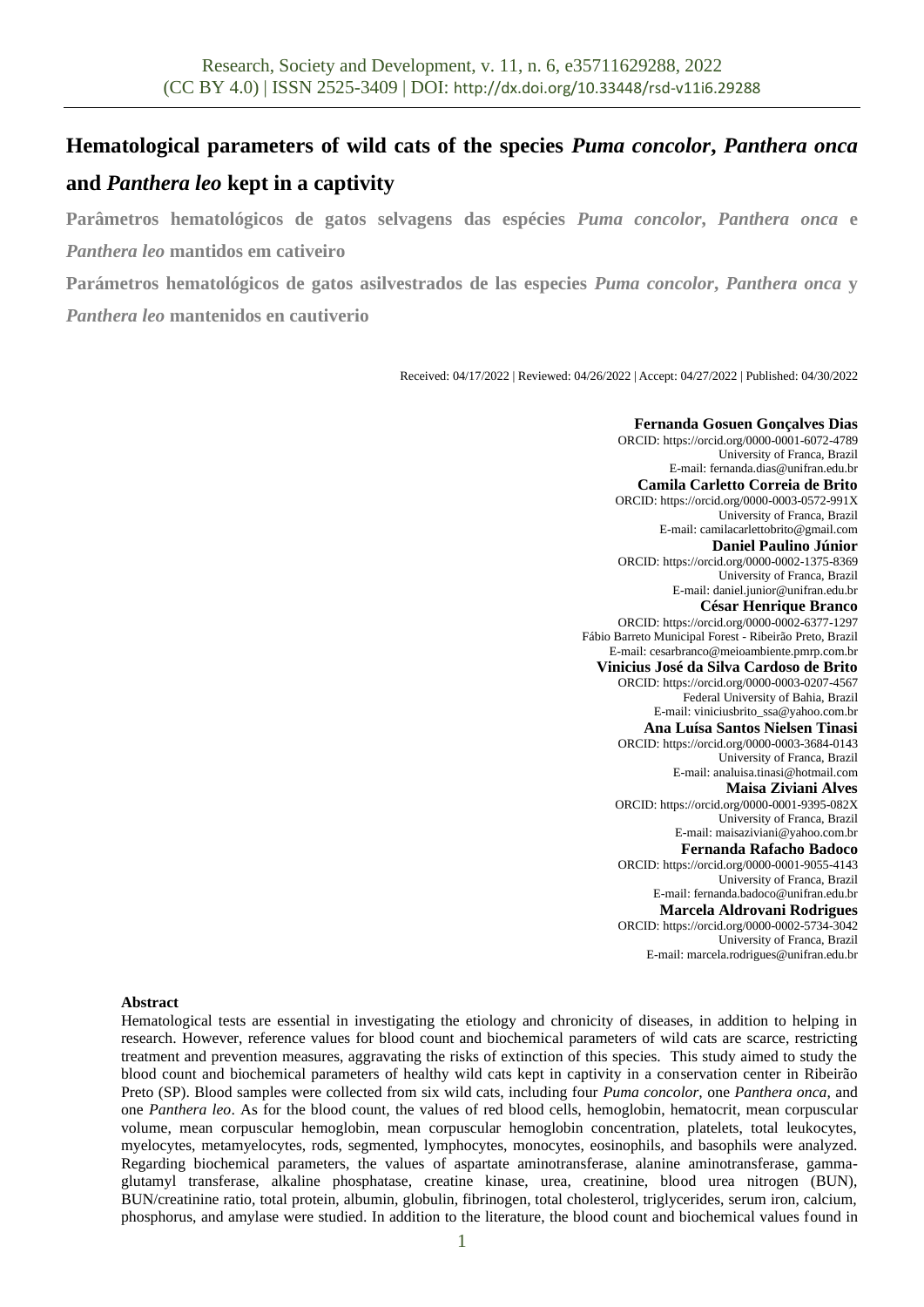# Hematological parameters of wild cats of the species *Puma concolor*, *Panthera onca* and *Panthera leo* kept in a captivity

**Parâmetros hematológicos de gatos selvagens das espécies *Puma concolor*, *Panthera onca* e *Panthera leo* mantidos em cativeiro**

**Parámetros hematológicos de gatos asilvestrados de las especies *Puma concolor*, *Panthera onca* y *Panthera leo* mantenidos en cautiverio**

Received: 04/17/2022 | Reviewed: 04/26/2022 | Accept: 04/27/2022 | Published: 04/30/2022

**Fernanda Gosuen Gonçalves Dias**
ORCID: https://orcid.org/0000-0001-6072-4789
University of Franca, Brazil
E-mail: fernanda.dias@unifran.edu.br

**Camila Carletto Correia de Brito**
ORCID: https://orcid.org/0000-0003-0572-991X
University of Franca, Brazil
E-mail: camilacarlettobrito@gmail.com

**Daniel Paulino Júnior**
ORCID: https://orcid.org/0000-0002-1375-8369
University of Franca, Brazil
E-mail: daniel.junior@unifran.edu.br

**César Henrique Branco**
ORCID: https://orcid.org/0000-0002-6377-1297
Fábio Barreto Municipal Forest - Ribeirão Preto, Brazil
E-mail: cesarbranco@meioambiente.pmrp.com.br

**Vinicius José da Silva Cardoso de Brito**
ORCID: https://orcid.org/0000-0003-0207-4567
Federal University of Bahia, Brazil
E-mail: viniciusbrito_ssa@yahoo.com.br

**Ana Luísa Santos Nielsen Tinasi**
ORCID: https://orcid.org/0000-0003-3684-0143
University of Franca, Brazil
E-mail: analuisa.tinasi@hotmail.com

**Maisa Ziviani Alves**
ORCID: https://orcid.org/0000-0001-9395-082X
University of Franca, Brazil
E-mail: maisaziviani@yahoo.com.br

**Fernanda Rafacho Badoco**
ORCID: https://orcid.org/0000-0001-9055-4143
University of Franca, Brazil
E-mail: fernanda.badoco@unifran.edu.br

**Marcela Aldrovani Rodrigues**
ORCID: https://orcid.org/0000-0002-5734-3042
University of Franca, Brazil
E-mail: marcela.rodrigues@unifran.edu.br

## Abstract

Hematological tests are essential in investigating the etiology and chronicity of diseases, in addition to helping in research. However, reference values for blood count and biochemical parameters of wild cats are scarce, restricting treatment and prevention measures, aggravating the risks of extinction of this species. This study aimed to study the blood count and biochemical parameters of healthy wild cats kept in captivity in a conservation center in Ribeirão Preto (SP). Blood samples were collected from six wild cats, including four *Puma concolor*, one *Panthera onca*, and one *Panthera leo*. As for the blood count, the values of red blood cells, hemoglobin, hematocrit, mean corpuscular volume, mean corpuscular hemoglobin, mean corpuscular hemoglobin concentration, platelets, total leukocytes, myelocytes, metamyelocytes, rods, segmented, lymphocytes, monocytes, eosinophils, and basophils were analyzed. Regarding biochemical parameters, the values of aspartate aminotransferase, alanine aminotransferase, gamma-glutamyl transferase, alkaline phosphatase, creatine kinase, urea, creatinine, blood urea nitrogen (BUN), BUN/creatinine ratio, total protein, albumin, globulin, fibrinogen, total cholesterol, triglycerides, serum iron, calcium, phosphorus, and amylase were studied. In addition to the literature, the blood count and biochemical values found in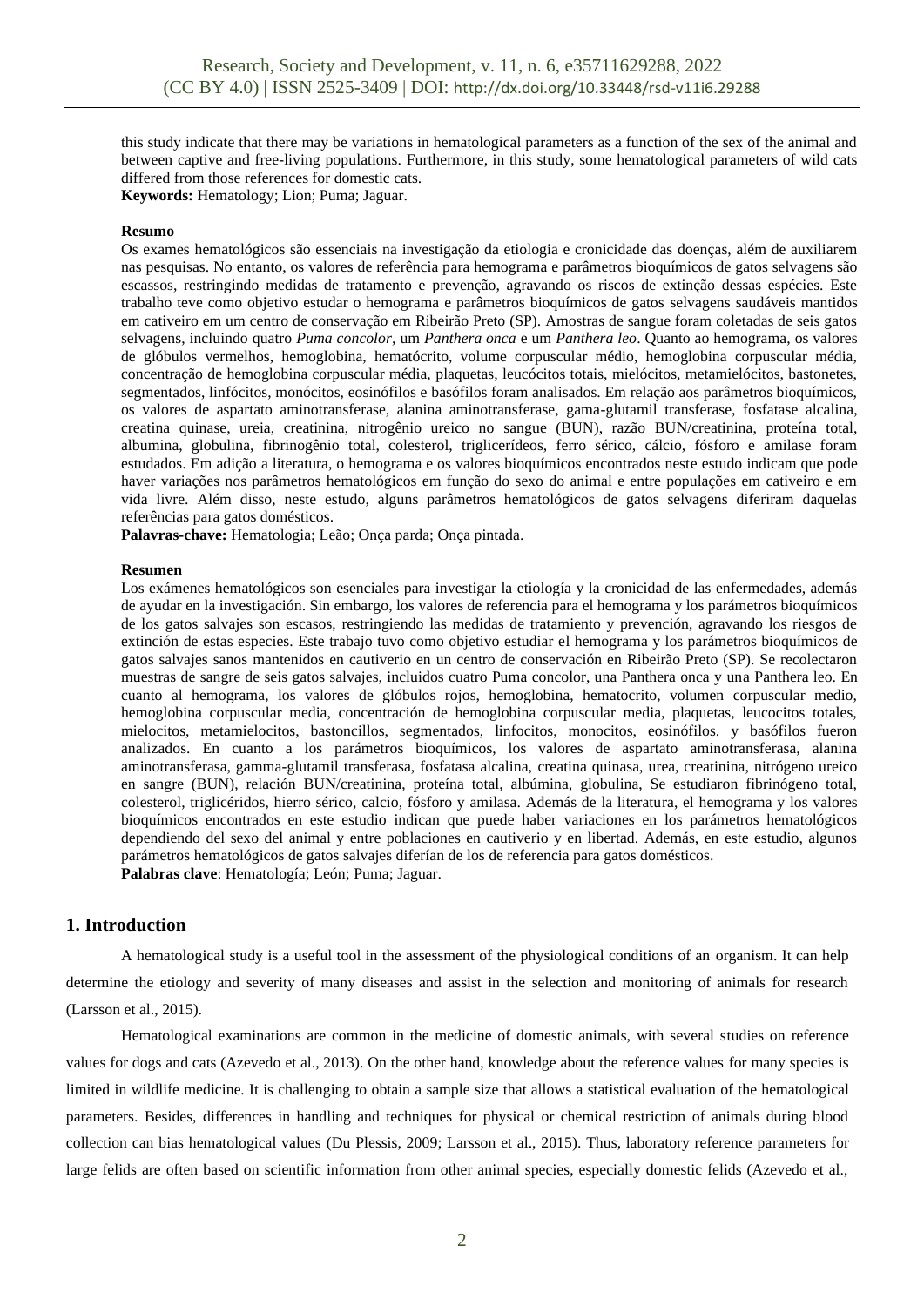this study indicate that there may be variations in hematological parameters as a function of the sex of the animal and between captive and free-living populations. Furthermore, in this study, some hematological parameters of wild cats differed from those references for domestic cats.

**Keywords:** Hematology; Lion; Puma; Jaguar.

**Resumo**

Os exames hematológicos são essenciais na investigação da etiologia e cronicidade das doenças, além de auxiliarem nas pesquisas. No entanto, os valores de referência para hemograma e parâmetros bioquímicos de gatos selvagens são escassos, restringindo medidas de tratamento e prevenção, agravando os riscos de extinção dessas espécies. Este trabalho teve como objetivo estudar o hemograma e parâmetros bioquímicos de gatos selvagens saudáveis mantidos em cativeiro em um centro de conservação em Ribeirão Preto (SP). Amostras de sangue foram coletadas de seis gatos selvagens, incluindo quatro *Puma concolor*, um *Panthera onca* e um *Panthera leo*. Quanto ao hemograma, os valores de glóbulos vermelhos, hemoglobina, hematócrito, volume corpuscular médio, hemoglobina corpuscular média, concentração de hemoglobina corpuscular média, plaquetas, leucócitos totais, mielócitos, metamielócitos, bastonetes, segmentados, linfócitos, monócitos, eosinófilos e basófilos foram analisados. Em relação aos parâmetros bioquímicos, os valores de aspartato aminotransferase, alanina aminotransferase, gama-glutamil transferase, fosfatase alcalina, creatina quinase, ureia, creatinina, nitrogênio ureico no sangue (BUN), razão BUN/creatinina, proteína total, albumina, globulina, fibrinogênio total, colesterol, triglicerídeos, ferro sérico, cálcio, fósforo e amilase foram estudados. Em adição a literatura, o hemograma e os valores bioquímicos encontrados neste estudo indicam que pode haver variações nos parâmetros hematológicos em função do sexo do animal e entre populações em cativeiro e em vida livre. Além disso, neste estudo, alguns parâmetros hematológicos de gatos selvagens diferiram daquelas referências para gatos domésticos.

**Palavras-chave:** Hematologia; Leão; Onça parda; Onça pintada.

**Resumen**

Los exámenes hematológicos son esenciales para investigar la etiología y la cronicidad de las enfermedades, además de ayudar en la investigación. Sin embargo, los valores de referencia para el hemograma y los parámetros bioquímicos de los gatos salvajes son escasos, restringiendo las medidas de tratamiento y prevención, agravando los riesgos de extinción de estas especies. Este trabajo tuvo como objetivo estudiar el hemograma y los parámetros bioquímicos de gatos salvajes sanos mantenidos en cautiverio en un centro de conservación en Ribeirão Preto (SP). Se recolectaron muestras de sangre de seis gatos salvajes, incluidos cuatro Puma concolor, una Panthera onca y una Panthera leo. En cuanto al hemograma, los valores de glóbulos rojos, hemoglobina, hematocrito, volumen corpuscular medio, hemoglobina corpuscular media, concentración de hemoglobina corpuscular media, plaquetas, leucocitos totales, mielocitos, metamielocitos, bastoncillos, segmentados, linfocitos, monocitos, eosinófilos. y basófilos fueron analizados. En cuanto a los parámetros bioquímicos, los valores de aspartato aminotransferasa, alanina aminotransferasa, gamma-glutamil transferasa, fosfatasa alcalina, creatina quinasa, urea, creatinina, nitrógeno ureico en sangre (BUN), relación BUN/creatinina, proteína total, albúmina, globulina, Se estudiaron fibrinógeno total, colesterol, triglicéridos, hierro sérico, calcio, fósforo y amilasa. Además de la literatura, el hemograma y los valores bioquímicos encontrados en este estudio indican que puede haber variaciones en los parámetros hematológicos dependiendo del sexo del animal y entre poblaciones en cautiverio y en libertad. Además, en este estudio, algunos parámetros hematológicos de gatos salvajes diferían de los de referencia para gatos domésticos.

**Palabras clave**: Hematología; León; Puma; Jaguar.

## 1. Introduction

A hematological study is a useful tool in the assessment of the physiological conditions of an organism. It can help determine the etiology and severity of many diseases and assist in the selection and monitoring of animals for research (Larsson et al., 2015).

Hematological examinations are common in the medicine of domestic animals, with several studies on reference values for dogs and cats (Azevedo et al., 2013). On the other hand, knowledge about the reference values for many species is limited in wildlife medicine. It is challenging to obtain a sample size that allows a statistical evaluation of the hematological parameters. Besides, differences in handling and techniques for physical or chemical restriction of animals during blood collection can bias hematological values (Du Plessis, 2009; Larsson et al., 2015). Thus, laboratory reference parameters for large felids are often based on scientific information from other animal species, especially domestic felids (Azevedo et al.,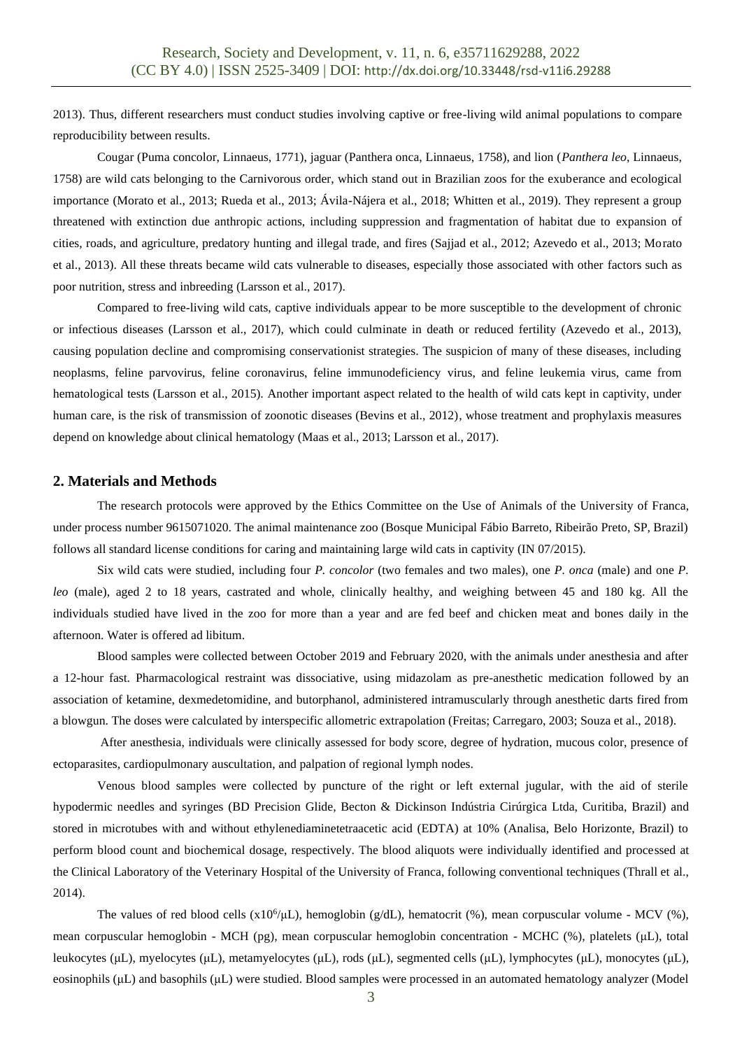2013). Thus, different researchers must conduct studies involving captive or free-living wild animal populations to compare reproducibility between results.

Cougar (Puma concolor, Linnaeus, 1771), jaguar (Panthera onca, Linnaeus, 1758), and lion (*Panthera leo*, Linnaeus, 1758) are wild cats belonging to the Carnivorous order, which stand out in Brazilian zoos for the exuberance and ecological importance (Morato et al., 2013; Rueda et al., 2013; Ávila-Nájera et al., 2018; Whitten et al., 2019). They represent a group threatened with extinction due anthropic actions, including suppression and fragmentation of habitat due to expansion of cities, roads, and agriculture, predatory hunting and illegal trade, and fires (Sajjad et al., 2012; Azevedo et al., 2013; Morato et al., 2013). All these threats became wild cats vulnerable to diseases, especially those associated with other factors such as poor nutrition, stress and inbreeding (Larsson et al., 2017).

Compared to free-living wild cats, captive individuals appear to be more susceptible to the development of chronic or infectious diseases (Larsson et al., 2017), which could culminate in death or reduced fertility (Azevedo et al., 2013), causing population decline and compromising conservationist strategies. The suspicion of many of these diseases, including neoplasms, feline parvovirus, feline coronavirus, feline immunodeficiency virus, and feline leukemia virus, came from hematological tests (Larsson et al., 2015). Another important aspect related to the health of wild cats kept in captivity, under human care, is the risk of transmission of zoonotic diseases (Bevins et al., 2012), whose treatment and prophylaxis measures depend on knowledge about clinical hematology (Maas et al., 2013; Larsson et al., 2017).

## 2. Materials and Methods

The research protocols were approved by the Ethics Committee on the Use of Animals of the University of Franca, under process number 9615071020. The animal maintenance zoo (Bosque Municipal Fábio Barreto, Ribeirão Preto, SP, Brazil) follows all standard license conditions for caring and maintaining large wild cats in captivity (IN 07/2015).

Six wild cats were studied, including four *P. concolor* (two females and two males), one *P. onca* (male) and one *P. leo* (male), aged 2 to 18 years, castrated and whole, clinically healthy, and weighing between 45 and 180 kg. All the individuals studied have lived in the zoo for more than a year and are fed beef and chicken meat and bones daily in the afternoon. Water is offered ad libitum.

Blood samples were collected between October 2019 and February 2020, with the animals under anesthesia and after a 12-hour fast. Pharmacological restraint was dissociative, using midazolam as pre-anesthetic medication followed by an association of ketamine, dexmedetomidine, and butorphanol, administered intramuscularly through anesthetic darts fired from a blowgun. The doses were calculated by interspecific allometric extrapolation (Freitas; Carregaro, 2003; Souza et al., 2018).

After anesthesia, individuals were clinically assessed for body score, degree of hydration, mucous color, presence of ectoparasites, cardiopulmonary auscultation, and palpation of regional lymph nodes.

Venous blood samples were collected by puncture of the right or left external jugular, with the aid of sterile hypodermic needles and syringes (BD Precision Glide, Becton & Dickinson Indústria Cirúrgica Ltda, Curitiba, Brazil) and stored in microtubes with and without ethylenediaminetetraacetic acid (EDTA) at 10% (Analisa, Belo Horizonte, Brazil) to perform blood count and biochemical dosage, respectively. The blood aliquots were individually identified and processed at the Clinical Laboratory of the Veterinary Hospital of the University of Franca, following conventional techniques (Thrall et al., 2014).

The values of red blood cells ($x10^6/\mu L$), hemoglobin (g/dL), hematocrit (%), mean corpuscular volume - MCV (%), mean corpuscular hemoglobin - MCH (pg), mean corpuscular hemoglobin concentration - MCHC (%), platelets (μL), total leukocytes (μL), myelocytes (μL), metamyelocytes (μL), rods (μL), segmented cells (μL), lymphocytes (μL), monocytes (μL), eosinophils (μL) and basophils (μL) were studied. Blood samples were processed in an automated hematology analyzer (Model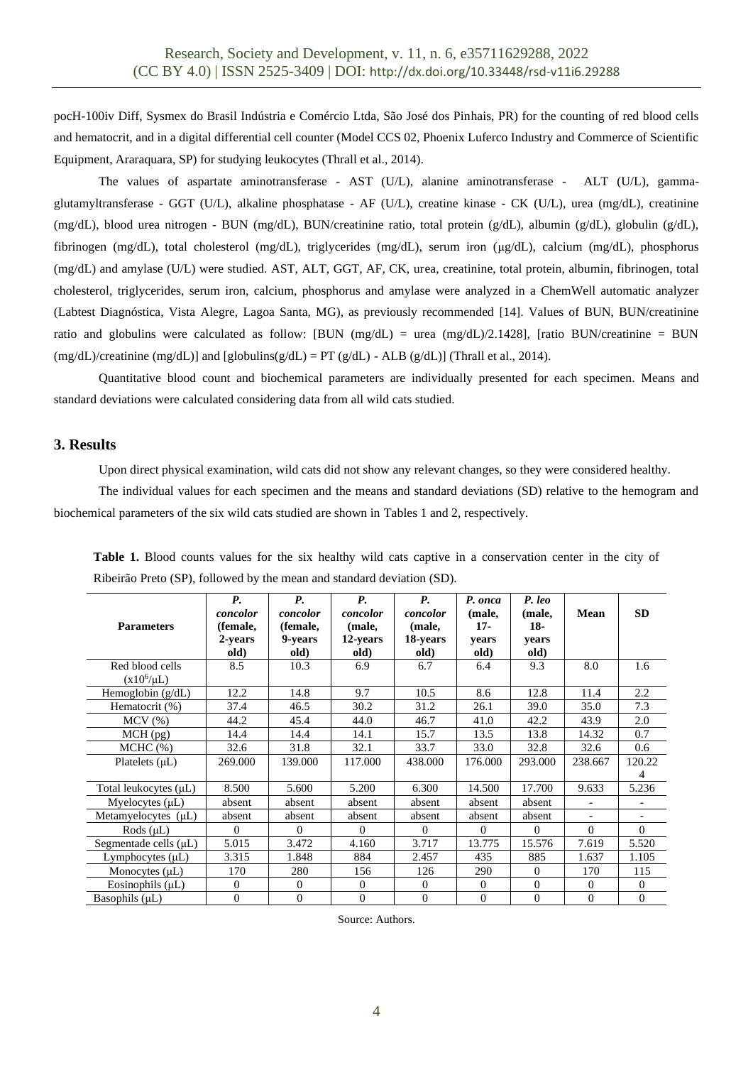pocH-100iv Diff, Sysmex do Brasil Indústria e Comércio Ltda, São José dos Pinhais, PR) for the counting of red blood cells and hematocrit, and in a digital differential cell counter (Model CCS 02, Phoenix Luferco Industry and Commerce of Scientific Equipment, Araraquara, SP) for studying leukocytes (Thrall et al., 2014).

The values of aspartate aminotransferase - AST (U/L), alanine aminotransferase - ALT (U/L), gamma-glutamyltransferase - GGT (U/L), alkaline phosphatase - AF (U/L), creatine kinase - CK (U/L), urea (mg/dL), creatinine (mg/dL), blood urea nitrogen - BUN (mg/dL), BUN/creatinine ratio, total protein (g/dL), albumin (g/dL), globulin (g/dL), fibrinogen (mg/dL), total cholesterol (mg/dL), triglycerides (mg/dL), serum iron (μg/dL), calcium (mg/dL), phosphorus (mg/dL) and amylase (U/L) were studied. AST, ALT, GGT, AF, CK, urea, creatinine, total protein, albumin, fibrinogen, total cholesterol, triglycerides, serum iron, calcium, phosphorus and amylase were analyzed in a ChemWell automatic analyzer (Labtest Diagnóstica, Vista Alegre, Lagoa Santa, MG), as previously recommended [14]. Values of BUN, BUN/creatinine ratio and globulins were calculated as follow: [BUN (mg/dL) = urea (mg/dL)/2.1428], [ratio BUN/creatinine = BUN (mg/dL)/creatinine (mg/dL)] and [globulins(g/dL) = PT (g/dL) - ALB (g/dL)] (Thrall et al., 2014).

Quantitative blood count and biochemical parameters are individually presented for each specimen. Means and standard deviations were calculated considering data from all wild cats studied.

## 3. Results

Upon direct physical examination, wild cats did not show any relevant changes, so they were considered healthy.

The individual values for each specimen and the means and standard deviations (SD) relative to the hemogram and biochemical parameters of the six wild cats studied are shown in Tables 1 and 2, respectively.

**Table 1.** Blood counts values for the six healthy wild cats captive in a conservation center in the city of Ribeirão Preto (SP), followed by the mean and standard deviation (SD).

| Parameters | *P. concolor* (female, 2-years old) | *P. concolor* (female, 9-years old) | *P. concolor* (male, 12-years old) | *P. concolor* (male, 18-years old) | *P. onca* (male, 17-years old) | *P. leo* (male, 18-years old) | Mean | SD |
|---|---|---|---|---|---|---|---|---|
| Red blood cells ($x10^6/\mu L$) | 8.5 | 10.3 | 6.9 | 6.7 | 6.4 | 9.3 | 8.0 | 1.6 |
| Hemoglobin (g/dL) | 12.2 | 14.8 | 9.7 | 10.5 | 8.6 | 12.8 | 11.4 | 2.2 |
| Hematocrit (%) | 37.4 | 46.5 | 30.2 | 31.2 | 26.1 | 39.0 | 35.0 | 7.3 |
| MCV (%) | 44.2 | 45.4 | 44.0 | 46.7 | 41.0 | 42.2 | 43.9 | 2.0 |
| MCH (pg) | 14.4 | 14.4 | 14.1 | 15.7 | 13.5 | 13.8 | 14.32 | 0.7 |
| MCHC (%) | 32.6 | 31.8 | 32.1 | 33.7 | 33.0 | 32.8 | 32.6 | 0.6 |
| Platelets (μL) | 269.000 | 139.000 | 117.000 | 438.000 | 176.000 | 293.000 | 238.667 | 120.224 |
| Total leukocytes (μL) | 8.500 | 5.600 | 5.200 | 6.300 | 14.500 | 17.700 | 9.633 | 5.236 |
| Myelocytes (μL) | absent | absent | absent | absent | absent | absent | - | - |
| Metamyelocytes (μL) | absent | absent | absent | absent | absent | absent | - | - |
| Rods (μL) | 0 | 0 | 0 | 0 | 0 | 0 | 0 | 0 |
| Segmentade cells (μL) | 5.015 | 3.472 | 4.160 | 3.717 | 13.775 | 15.576 | 7.619 | 5.520 |
| Lymphocytes (μL) | 3.315 | 1.848 | 884 | 2.457 | 435 | 885 | 1.637 | 1.105 |
| Monocytes (μL) | 170 | 280 | 156 | 126 | 290 | 0 | 170 | 115 |
| Eosinophils (μL) | 0 | 0 | 0 | 0 | 0 | 0 | 0 | 0 |
| Basophils (μL) | 0 | 0 | 0 | 0 | 0 | 0 | 0 | 0 |

Source: Authors.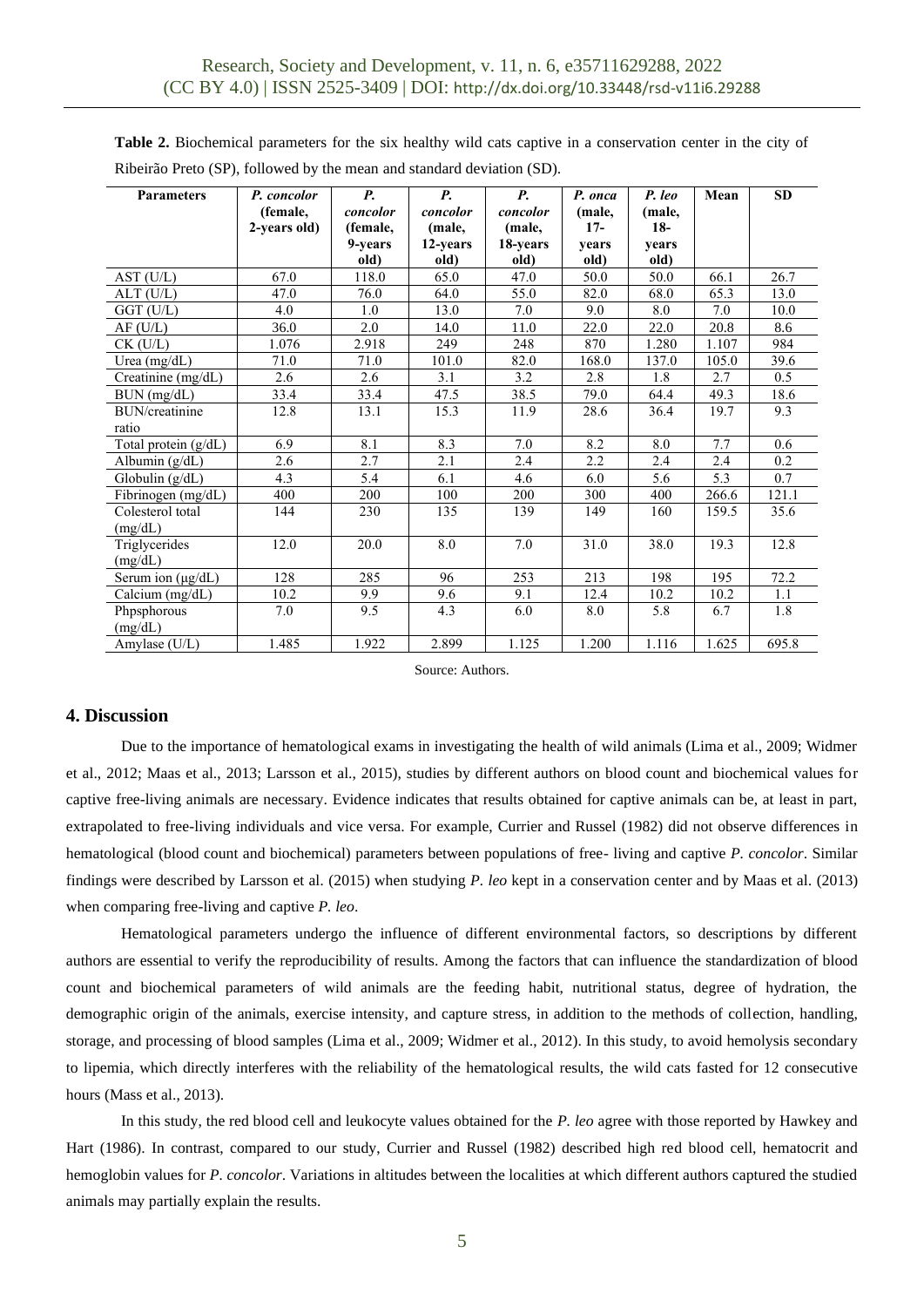**Table 2.** Biochemical parameters for the six healthy wild cats captive in a conservation center in the city of Ribeirão Preto (SP), followed by the mean and standard deviation (SD).

| Parameters | *P. concolor* (female, 2-years old) | *P. concolor* (female, 9-years old) | *P. concolor* (male, 12-years old) | *P. concolor* (male, 18-years old) | *P. onca* (male, 17-years old) | *P. leo* (male, 18-years old) | Mean | SD |
|---|---|---|---|---|---|---|---|---|
| AST (U/L) | 67.0 | 118.0 | 65.0 | 47.0 | 50.0 | 50.0 | 66.1 | 26.7 |
| ALT (U/L) | 47.0 | 76.0 | 64.0 | 55.0 | 82.0 | 68.0 | 65.3 | 13.0 |
| GGT (U/L) | 4.0 | 1.0 | 13.0 | 7.0 | 9.0 | 8.0 | 7.0 | 10.0 |
| AF (U/L) | 36.0 | 2.0 | 14.0 | 11.0 | 22.0 | 22.0 | 20.8 | 8.6 |
| CK (U/L) | 1.076 | 2.918 | 249 | 248 | 870 | 1.280 | 1.107 | 984 |
| Urea (mg/dL) | 71.0 | 71.0 | 101.0 | 82.0 | 168.0 | 137.0 | 105.0 | 39.6 |
| Creatinine (mg/dL) | 2.6 | 2.6 | 3.1 | 3.2 | 2.8 | 1.8 | 2.7 | 0.5 |
| BUN (mg/dL) | 33.4 | 33.4 | 47.5 | 38.5 | 79.0 | 64.4 | 49.3 | 18.6 |
| BUN/creatinine ratio | 12.8 | 13.1 | 15.3 | 11.9 | 28.6 | 36.4 | 19.7 | 9.3 |
| Total protein (g/dL) | 6.9 | 8.1 | 8.3 | 7.0 | 8.2 | 8.0 | 7.7 | 0.6 |
| Albumin (g/dL) | 2.6 | 2.7 | 2.1 | 2.4 | 2.2 | 2.4 | 2.4 | 0.2 |
| Globulin (g/dL) | 4.3 | 5.4 | 6.1 | 4.6 | 6.0 | 5.6 | 5.3 | 0.7 |
| Fibrinogen (mg/dL) | 400 | 200 | 100 | 200 | 300 | 400 | 266.6 | 121.1 |
| Colesterol total (mg/dL) | 144 | 230 | 135 | 139 | 149 | 160 | 159.5 | 35.6 |
| Triglycerides (mg/dL) | 12.0 | 20.0 | 8.0 | 7.0 | 31.0 | 38.0 | 19.3 | 12.8 |
| Serum ion (μg/dL) | 128 | 285 | 96 | 253 | 213 | 198 | 195 | 72.2 |
| Calcium (mg/dL) | 10.2 | 9.9 | 9.6 | 9.1 | 12.4 | 10.2 | 10.2 | 1.1 |
| Phpsphorous (mg/dL) | 7.0 | 9.5 | 4.3 | 6.0 | 8.0 | 5.8 | 6.7 | 1.8 |
| Amylase (U/L) | 1.485 | 1.922 | 2.899 | 1.125 | 1.200 | 1.116 | 1.625 | 695.8 |

Source: Authors.

## 4. Discussion

Due to the importance of hematological exams in investigating the health of wild animals (Lima et al., 2009; Widmer et al., 2012; Maas et al., 2013; Larsson et al., 2015), studies by different authors on blood count and biochemical values for captive free-living animals are necessary. Evidence indicates that results obtained for captive animals can be, at least in part, extrapolated to free-living individuals and vice versa. For example, Currier and Russel (1982) did not observe differences in hematological (blood count and biochemical) parameters between populations of free- living and captive *P. concolor*. Similar findings were described by Larsson et al. (2015) when studying *P. leo* kept in a conservation center and by Maas et al. (2013) when comparing free-living and captive *P. leo*.

Hematological parameters undergo the influence of different environmental factors, so descriptions by different authors are essential to verify the reproducibility of results. Among the factors that can influence the standardization of blood count and biochemical parameters of wild animals are the feeding habit, nutritional status, degree of hydration, the demographic origin of the animals, exercise intensity, and capture stress, in addition to the methods of collection, handling, storage, and processing of blood samples (Lima et al., 2009; Widmer et al., 2012). In this study, to avoid hemolysis secondary to lipemia, which directly interferes with the reliability of the hematological results, the wild cats fasted for 12 consecutive hours (Mass et al., 2013).

In this study, the red blood cell and leukocyte values obtained for the *P. leo* agree with those reported by Hawkey and Hart (1986). In contrast, compared to our study, Currier and Russel (1982) described high red blood cell, hematocrit and hemoglobin values for *P. concolor*. Variations in altitudes between the localities at which different authors captured the studied animals may partially explain the results.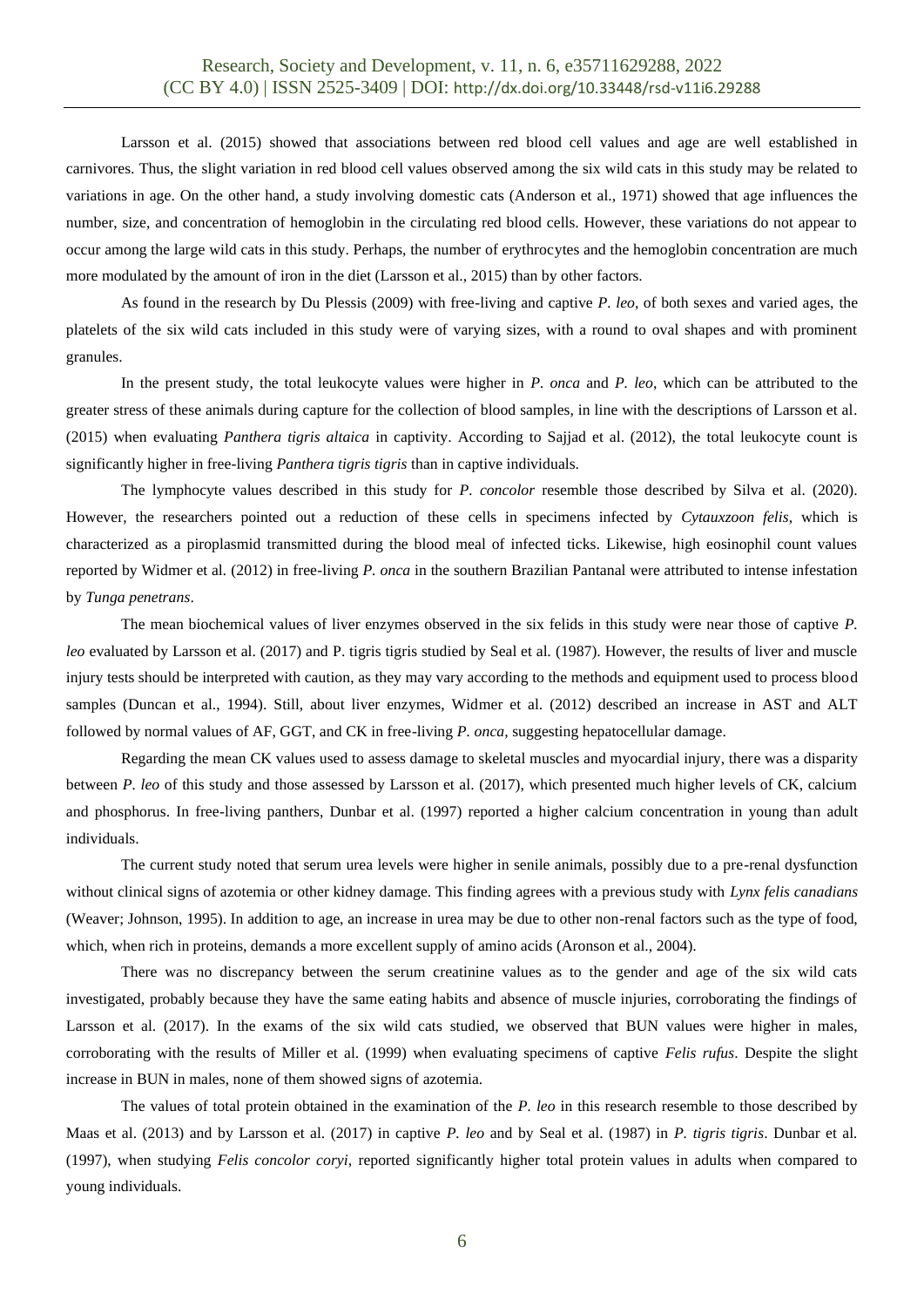Larsson et al. (2015) showed that associations between red blood cell values and age are well established in carnivores. Thus, the slight variation in red blood cell values observed among the six wild cats in this study may be related to variations in age. On the other hand, a study involving domestic cats (Anderson et al., 1971) showed that age influences the number, size, and concentration of hemoglobin in the circulating red blood cells. However, these variations do not appear to occur among the large wild cats in this study. Perhaps, the number of erythrocytes and the hemoglobin concentration are much more modulated by the amount of iron in the diet (Larsson et al., 2015) than by other factors.

As found in the research by Du Plessis (2009) with free-living and captive *P. leo*, of both sexes and varied ages, the platelets of the six wild cats included in this study were of varying sizes, with a round to oval shapes and with prominent granules.

In the present study, the total leukocyte values were higher in *P. onca* and *P. leo*, which can be attributed to the greater stress of these animals during capture for the collection of blood samples, in line with the descriptions of Larsson et al. (2015) when evaluating *Panthera tigris altaica* in captivity. According to Sajjad et al. (2012), the total leukocyte count is significantly higher in free-living *Panthera tigris tigris* than in captive individuals.

The lymphocyte values described in this study for *P. concolor* resemble those described by Silva et al. (2020). However, the researchers pointed out a reduction of these cells in specimens infected by *Cytauxzoon felis*, which is characterized as a piroplasmid transmitted during the blood meal of infected ticks. Likewise, high eosinophil count values reported by Widmer et al. (2012) in free-living *P. onca* in the southern Brazilian Pantanal were attributed to intense infestation by *Tunga penetrans*.

The mean biochemical values of liver enzymes observed in the six felids in this study were near those of captive *P. leo* evaluated by Larsson et al. (2017) and P. tigris tigris studied by Seal et al. (1987). However, the results of liver and muscle injury tests should be interpreted with caution, as they may vary according to the methods and equipment used to process blood samples (Duncan et al., 1994). Still, about liver enzymes, Widmer et al. (2012) described an increase in AST and ALT followed by normal values of AF, GGT, and CK in free-living *P. onca*, suggesting hepatocellular damage.

Regarding the mean CK values used to assess damage to skeletal muscles and myocardial injury, there was a disparity between *P. leo* of this study and those assessed by Larsson et al. (2017), which presented much higher levels of CK, calcium and phosphorus. In free-living panthers, Dunbar et al. (1997) reported a higher calcium concentration in young than adult individuals.

The current study noted that serum urea levels were higher in senile animals, possibly due to a pre-renal dysfunction without clinical signs of azotemia or other kidney damage. This finding agrees with a previous study with *Lynx felis canadians* (Weaver; Johnson, 1995). In addition to age, an increase in urea may be due to other non-renal factors such as the type of food, which, when rich in proteins, demands a more excellent supply of amino acids (Aronson et al., 2004).

There was no discrepancy between the serum creatinine values as to the gender and age of the six wild cats investigated, probably because they have the same eating habits and absence of muscle injuries, corroborating the findings of Larsson et al. (2017). In the exams of the six wild cats studied, we observed that BUN values were higher in males, corroborating with the results of Miller et al. (1999) when evaluating specimens of captive *Felis rufus*. Despite the slight increase in BUN in males, none of them showed signs of azotemia.

The values of total protein obtained in the examination of the *P. leo* in this research resemble to those described by Maas et al. (2013) and by Larsson et al. (2017) in captive *P. leo* and by Seal et al. (1987) in *P. tigris tigris*. Dunbar et al. (1997), when studying *Felis concolor coryi*, reported significantly higher total protein values in adults when compared to young individuals.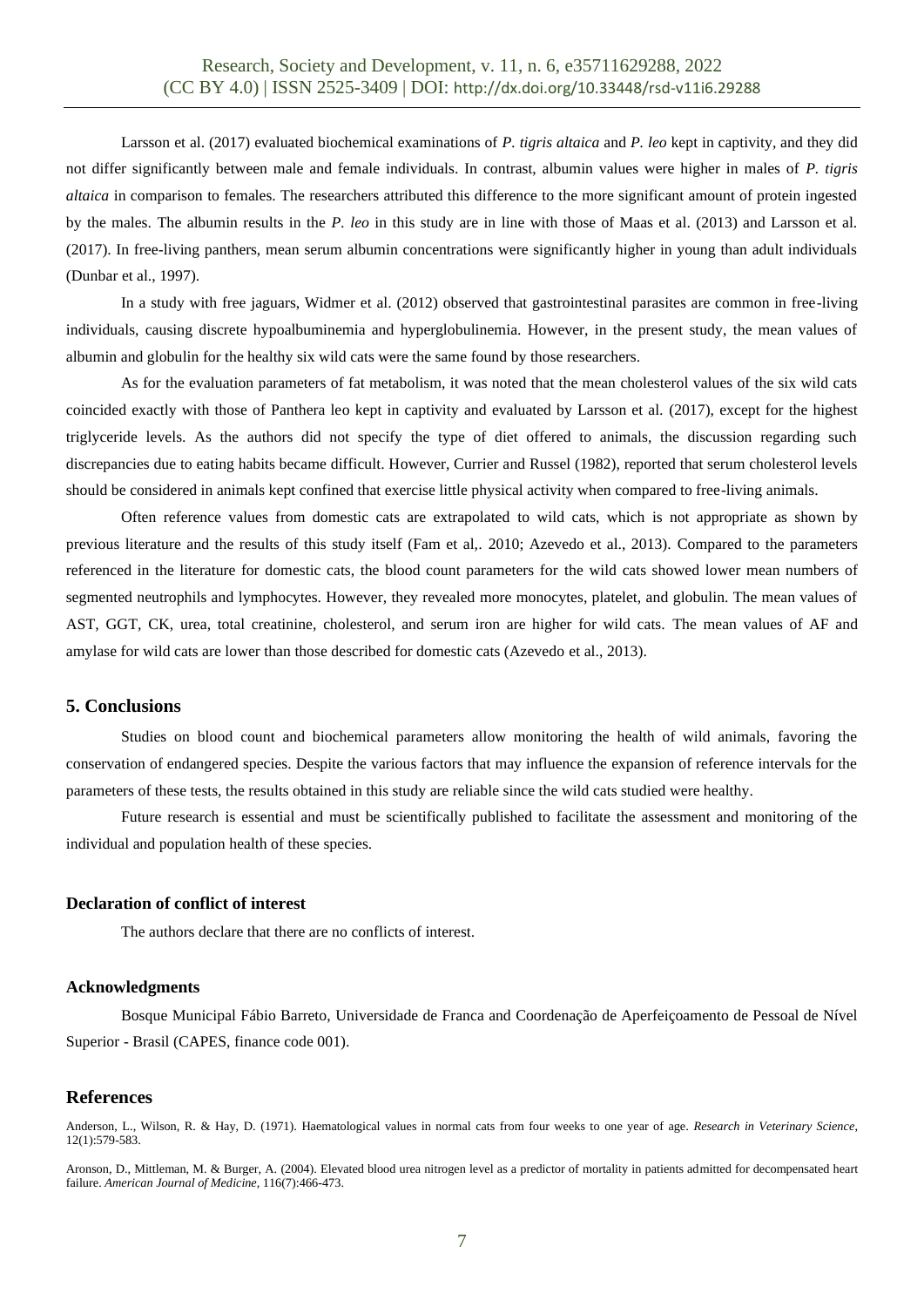Larsson et al. (2017) evaluated biochemical examinations of *P. tigris altaica* and *P. leo* kept in captivity, and they did not differ significantly between male and female individuals. In contrast, albumin values were higher in males of *P. tigris altaica* in comparison to females. The researchers attributed this difference to the more significant amount of protein ingested by the males. The albumin results in the *P. leo* in this study are in line with those of Maas et al. (2013) and Larsson et al. (2017). In free-living panthers, mean serum albumin concentrations were significantly higher in young than adult individuals (Dunbar et al., 1997).

In a study with free jaguars, Widmer et al. (2012) observed that gastrointestinal parasites are common in free-living individuals, causing discrete hypoalbuminemia and hyperglobulinemia. However, in the present study, the mean values of albumin and globulin for the healthy six wild cats were the same found by those researchers.

As for the evaluation parameters of fat metabolism, it was noted that the mean cholesterol values of the six wild cats coincided exactly with those of Panthera leo kept in captivity and evaluated by Larsson et al. (2017), except for the highest triglyceride levels. As the authors did not specify the type of diet offered to animals, the discussion regarding such discrepancies due to eating habits became difficult. However, Currier and Russel (1982), reported that serum cholesterol levels should be considered in animals kept confined that exercise little physical activity when compared to free-living animals.

Often reference values from domestic cats are extrapolated to wild cats, which is not appropriate as shown by previous literature and the results of this study itself (Fam et al,. 2010; Azevedo et al., 2013). Compared to the parameters referenced in the literature for domestic cats, the blood count parameters for the wild cats showed lower mean numbers of segmented neutrophils and lymphocytes. However, they revealed more monocytes, platelet, and globulin. The mean values of AST, GGT, CK, urea, total creatinine, cholesterol, and serum iron are higher for wild cats. The mean values of AF and amylase for wild cats are lower than those described for domestic cats (Azevedo et al., 2013).

## 5. Conclusions

Studies on blood count and biochemical parameters allow monitoring the health of wild animals, favoring the conservation of endangered species. Despite the various factors that may influence the expansion of reference intervals for the parameters of these tests, the results obtained in this study are reliable since the wild cats studied were healthy.

Future research is essential and must be scientifically published to facilitate the assessment and monitoring of the individual and population health of these species.

### Declaration of conflict of interest

The authors declare that there are no conflicts of interest.

### Acknowledgments

Bosque Municipal Fábio Barreto, Universidade de Franca and Coordenação de Aperfeiçoamento de Pessoal de Nível Superior - Brasil (CAPES, finance code 001).

## References

Anderson, L., Wilson, R. & Hay, D. (1971). Haematological values in normal cats from four weeks to one year of age. *Research in Veterinary Science*, 12(1):579-583.

Aronson, D., Mittleman, M. & Burger, A. (2004). Elevated blood urea nitrogen level as a predictor of mortality in patients admitted for decompensated heart failure. *American Journal of Medicine*, 116(7):466-473.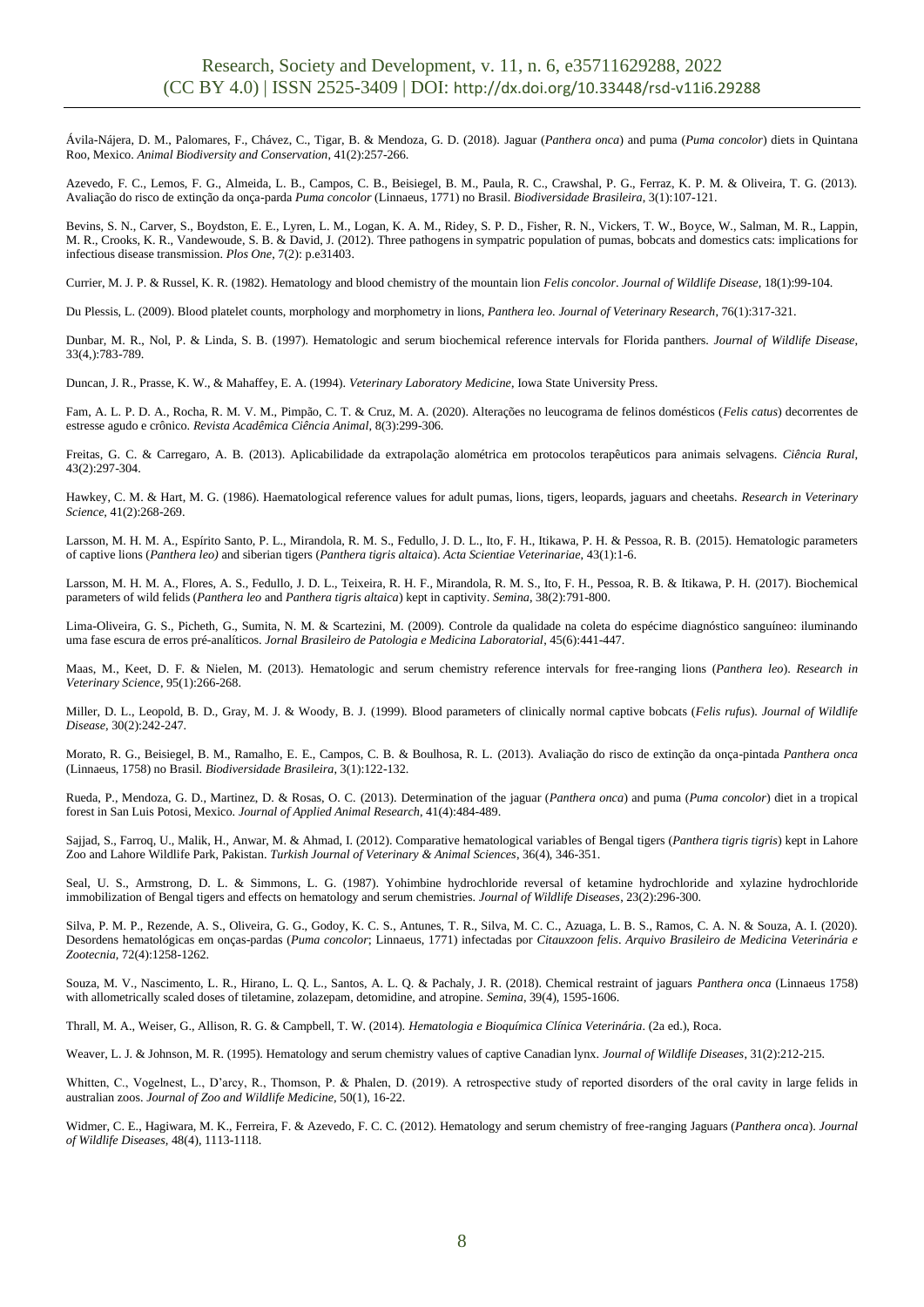Ávila-Nájera, D. M., Palomares, F., Chávez, C., Tigar, B. & Mendoza, G. D. (2018). Jaguar (*Panthera onca*) and puma (*Puma concolor*) diets in Quintana Roo, Mexico. *Animal Biodiversity and Conservation*, 41(2):257-266.

Azevedo, F. C., Lemos, F. G., Almeida, L. B., Campos, C. B., Beisiegel, B. M., Paula, R. C., Crawshal, P. G., Ferraz, K. P. M. & Oliveira, T. G. (2013). Avaliação do risco de extinção da onça-parda *Puma concolor* (Linnaeus, 1771) no Brasil. *Biodiversidade Brasileira*, 3(1):107-121.

Bevins, S. N., Carver, S., Boydston, E. E., Lyren, L. M., Logan, K. A. M., Ridey, S. P. D., Fisher, R. N., Vickers, T. W., Boyce, W., Salman, M. R., Lappin, M. R., Crooks, K. R., Vandewoude, S. B. & David, J. (2012). Three pathogens in sympatric population of pumas, bobcats and domestics cats: implications for infectious disease transmission. *Plos One*, 7(2): p.e31403.

Currier, M. J. P. & Russel, K. R. (1982). Hematology and blood chemistry of the mountain lion *Felis concolor*. *Journal of Wildlife Disease*, 18(1):99-104.

Du Plessis, L. (2009). Blood platelet counts, morphology and morphometry in lions, *Panthera leo*. *Journal of Veterinary Research*, 76(1):317-321.

Dunbar, M. R., Nol, P. & Linda, S. B. (1997). Hematologic and serum biochemical reference intervals for Florida panthers. *Journal of Wildlife Disease*, 33(4,):783-789.

Duncan, J. R., Prasse, K. W., & Mahaffey, E. A. (1994). *Veterinary Laboratory Medicine*, Iowa State University Press.

Fam, A. L. P. D. A., Rocha, R. M. V. M., Pimpão, C. T. & Cruz, M. A. (2020). Alterações no leucograma de felinos domésticos (*Felis catus*) decorrentes de estresse agudo e crônico. *Revista Acadêmica Ciência Animal*, 8(3):299-306.

Freitas, G. C. & Carregaro, A. B. (2013). Aplicabilidade da extrapolação alométrica em protocolos terapêuticos para animais selvagens. *Ciência Rural*, 43(2):297-304.

Hawkey, C. M. & Hart, M. G. (1986). Haematological reference values for adult pumas, lions, tigers, leopards, jaguars and cheetahs. *Research in Veterinary Science*, 41(2):268-269.

Larsson, M. H. M. A., Espírito Santo, P. L., Mirandola, R. M. S., Fedullo, J. D. L., Ito, F. H., Itikawa, P. H. & Pessoa, R. B. (2015). Hematologic parameters of captive lions (*Panthera leo)* and siberian tigers (*Panthera tigris altaica*). *Acta Scientiae Veterinariae*, 43(1):1-6.

Larsson, M. H. M. A., Flores, A. S., Fedullo, J. D. L., Teixeira, R. H. F., Mirandola, R. M. S., Ito, F. H., Pessoa, R. B. & Itikawa, P. H. (2017). Biochemical parameters of wild felids (*Panthera leo* and *Panthera tigris altaica*) kept in captivity. *Semina*, 38(2):791-800.

Lima-Oliveira, G. S., Picheth, G., Sumita, N. M. & Scartezini, M. (2009). Controle da qualidade na coleta do espécime diagnóstico sanguíneo: iluminando uma fase escura de erros pré-analíticos. *Jornal Brasileiro de Patologia e Medicina Laboratorial*, 45(6):441-447.

Maas, M., Keet, D. F. & Nielen, M. (2013). Hematologic and serum chemistry reference intervals for free-ranging lions (*Panthera leo*). *Research in Veterinary Science*, 95(1):266-268.

Miller, D. L., Leopold, B. D., Gray, M. J. & Woody, B. J. (1999). Blood parameters of clinically normal captive bobcats (*Felis rufus*). *Journal of Wildlife Disease*, 30(2):242-247.

Morato, R. G., Beisiegel, B. M., Ramalho, E. E., Campos, C. B. & Boulhosa, R. L. (2013). Avaliação do risco de extinção da onça-pintada *Panthera onca* (Linnaeus, 1758) no Brasil. *Biodiversidade Brasileira*, 3(1):122-132.

Rueda, P., Mendoza, G. D., Martinez, D. & Rosas, O. C. (2013). Determination of the jaguar (*Panthera onca*) and puma (*Puma concolor*) diet in a tropical forest in San Luis Potosi, Mexico. *Journal of Applied Animal Research*, 41(4):484-489.

Sajjad, S., Farroq, U., Malik, H., Anwar, M. & Ahmad, I. (2012). Comparative hematological variables of Bengal tigers (*Panthera tigris tigris*) kept in Lahore Zoo and Lahore Wildlife Park, Pakistan. *Turkish Journal of Veterinary & Animal Sciences*, 36(4), 346-351.

Seal, U. S., Armstrong, D. L. & Simmons, L. G. (1987). Yohimbine hydrochloride reversal of ketamine hydrochloride and xylazine hydrochloride immobilization of Bengal tigers and effects on hematology and serum chemistries. *Journal of Wildlife Diseases*, 23(2):296-300.

Silva, P. M. P., Rezende, A. S., Oliveira, G. G., Godoy, K. C. S., Antunes, T. R., Silva, M. C. C., Azuaga, L. B. S., Ramos, C. A. N. & Souza, A. I. (2020). Desordens hematológicas em onças-pardas (*Puma concolor*; Linnaeus, 1771) infectadas por *Citauxzoon felis*. *Arquivo Brasileiro de Medicina Veterinária e Zootecnia*, 72(4):1258-1262.

Souza, M. V., Nascimento, L. R., Hirano, L. Q. L., Santos, A. L. Q. & Pachaly, J. R. (2018). Chemical restraint of jaguars *Panthera onca* (Linnaeus 1758) with allometrically scaled doses of tiletamine, zolazepam, detomidine, and atropine. *Semina*, 39(4), 1595-1606.

Thrall, M. A., Weiser, G., Allison, R. G. & Campbell, T. W. (2014). *Hematologia e Bioquímica Clínica Veterinária*. (2a ed.), Roca.

Weaver, L. J. & Johnson, M. R. (1995). Hematology and serum chemistry values of captive Canadian lynx. *Journal of Wildlife Diseases*, 31(2):212-215.

Whitten, C., Vogelnest, L., D'arcy, R., Thomson, P. & Phalen, D. (2019). A retrospective study of reported disorders of the oral cavity in large felids in australian zoos. *Journal of Zoo and Wildlife Medicine*, 50(1), 16-22.

Widmer, C. E., Hagiwara, M. K., Ferreira, F. & Azevedo, F. C. C. (2012). Hematology and serum chemistry of free-ranging Jaguars (*Panthera onca*). *Journal of Wildlife Diseases*, 48(4), 1113-1118.